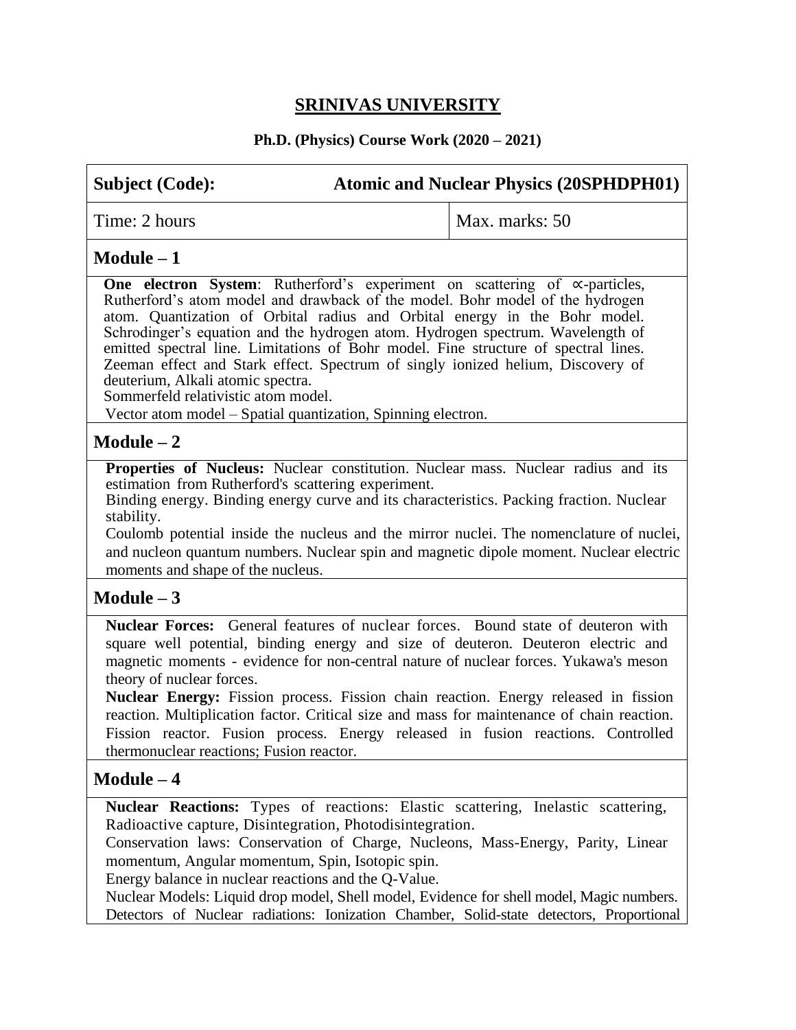# SRINIVAS UNIVERSITY

**Ph.D. (Physics) Course Work (2020 – 2021)**

| **Subject (Code):** | **Atomic and Nuclear Physics (20SPHDPH01)** |
|---|---|
| Time: 2 hours | Max. marks: 50 |

## Module – 1

**One electron System**: Rutherford's experiment on scattering of ∝-particles, Rutherford's atom model and drawback of the model. Bohr model of the hydrogen atom. Quantization of Orbital radius and Orbital energy in the Bohr model. Schrodinger's equation and the hydrogen atom. Hydrogen spectrum. Wavelength of emitted spectral line. Limitations of Bohr model. Fine structure of spectral lines. Zeeman effect and Stark effect. Spectrum of singly ionized helium, Discovery of deuterium, Alkali atomic spectra.
Sommerfeld relativistic atom model.
Vector atom model – Spatial quantization, Spinning electron.

## Module – 2

**Properties of Nucleus:** Nuclear constitution. Nuclear mass. Nuclear radius and its estimation from Rutherford's scattering experiment.
Binding energy. Binding energy curve and its characteristics. Packing fraction. Nuclear stability.
Coulomb potential inside the nucleus and the mirror nuclei. The nomenclature of nuclei, and nucleon quantum numbers. Nuclear spin and magnetic dipole moment. Nuclear electric moments and shape of the nucleus.

## Module – 3

**Nuclear Forces:** General features of nuclear forces. Bound state of deuteron with square well potential, binding energy and size of deuteron. Deuteron electric and magnetic moments - evidence for non-central nature of nuclear forces. Yukawa's meson theory of nuclear forces.
**Nuclear Energy:** Fission process. Fission chain reaction. Energy released in fission reaction. Multiplication factor. Critical size and mass for maintenance of chain reaction. Fission reactor. Fusion process. Energy released in fusion reactions. Controlled thermonuclear reactions; Fusion reactor.

## Module – 4

**Nuclear Reactions:** Types of reactions: Elastic scattering, Inelastic scattering, Radioactive capture, Disintegration, Photodisintegration.
Conservation laws: Conservation of Charge, Nucleons, Mass-Energy, Parity, Linear momentum, Angular momentum, Spin, Isotopic spin.
Energy balance in nuclear reactions and the Q-Value.
Nuclear Models: Liquid drop model, Shell model, Evidence for shell model, Magic numbers.
Detectors of Nuclear radiations: Ionization Chamber, Solid-state detectors, Proportional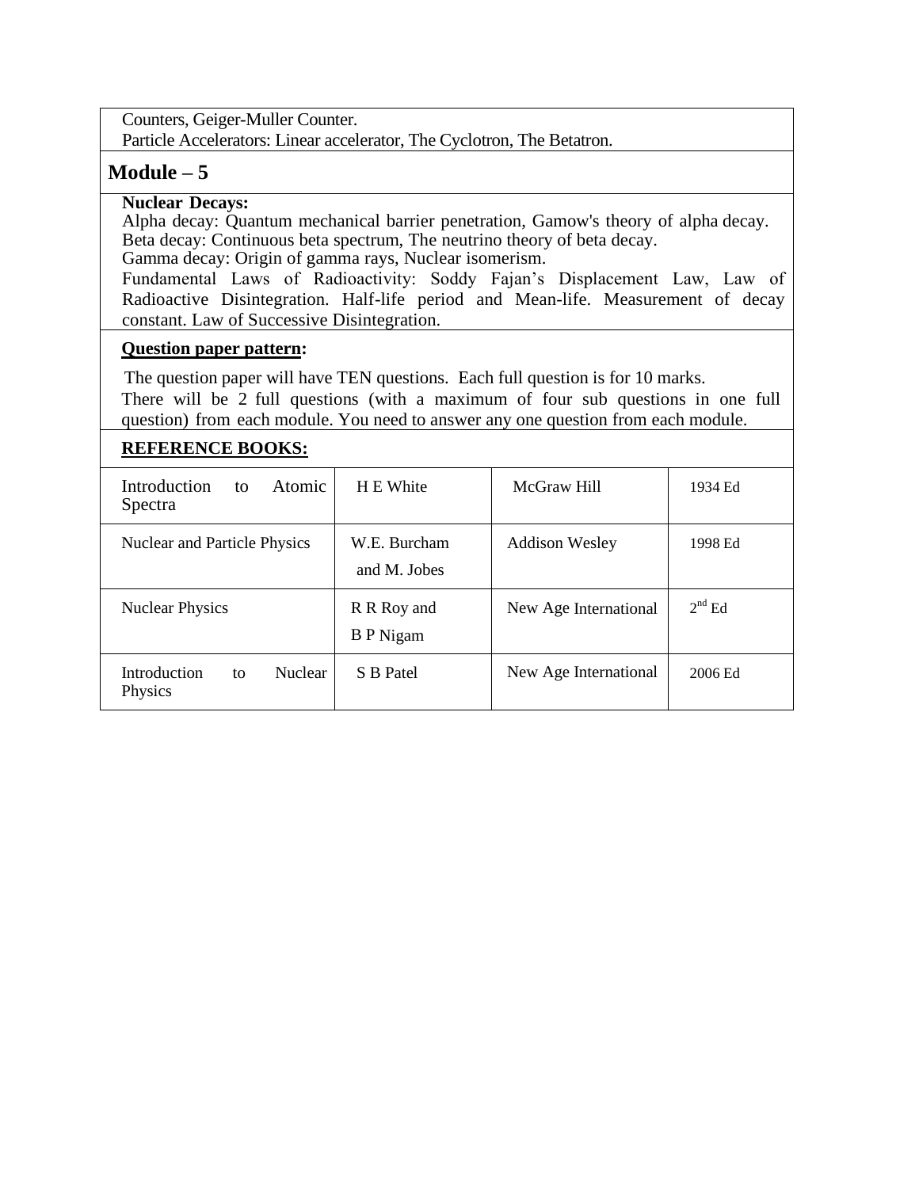Counters, Geiger-Muller Counter.
Particle Accelerators: Linear accelerator, The Cyclotron, The Betatron.

## Module – 5

**Nuclear Decays:**
Alpha decay: Quantum mechanical barrier penetration, Gamow's theory of alpha decay.
Beta decay: Continuous beta spectrum, The neutrino theory of beta decay.
Gamma decay: Origin of gamma rays, Nuclear isomerism.
Fundamental Laws of Radioactivity: Soddy Fajan's Displacement Law, Law of Radioactive Disintegration. Half-life period and Mean-life. Measurement of decay constant. Law of Successive Disintegration.

**Question paper pattern:**

The question paper will have TEN questions. Each full question is for 10 marks.
There will be 2 full questions (with a maximum of four sub questions in one full question) from each module. You need to answer any one question from each module.

**REFERENCE BOOKS:**

| | | | |
|---|---|---|---|
| Introduction to Atomic Spectra | H E White | McGraw Hill | 1934 Ed |
| Nuclear and Particle Physics | W.E. Burcham and M. Jobes | Addison Wesley | 1998 Ed |
| Nuclear Physics | R R Roy and B P Nigam | New Age International | 2nd Ed |
| Introduction to Nuclear Physics | S B Patel | New Age International | 2006 Ed |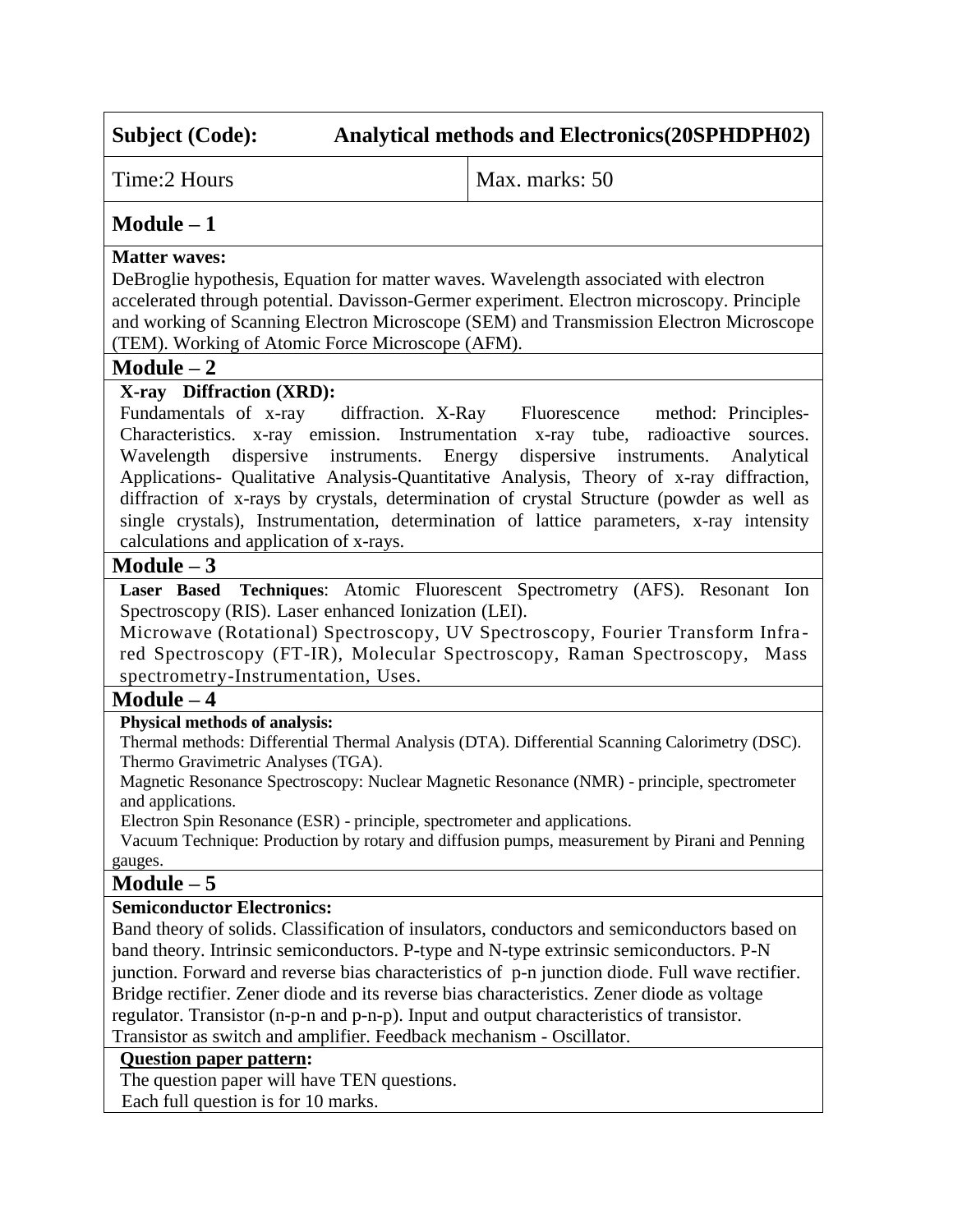| **Subject (Code):** | **Analytical methods and Electronics(20SPHDPH02)** |
|---|---|
| Time:2 Hours | Max. marks: 50 |

## Module – 1

**Matter waves:**

DeBroglie hypothesis, Equation for matter waves. Wavelength associated with electron accelerated through potential. Davisson-Germer experiment. Electron microscopy. Principle and working of Scanning Electron Microscope (SEM) and Transmission Electron Microscope (TEM). Working of Atomic Force Microscope (AFM).

## Module – 2

**X-ray Diffraction (XRD):**

Fundamentals of x-ray diffraction. X-Ray Fluorescence method: Principles-Characteristics. x-ray emission. Instrumentation x-ray tube, radioactive sources. Wavelength dispersive instruments. Energy dispersive instruments. Analytical Applications- Qualitative Analysis-Quantitative Analysis, Theory of x-ray diffraction, diffraction of x-rays by crystals, determination of crystal Structure (powder as well as single crystals), Instrumentation, determination of lattice parameters, x-ray intensity calculations and application of x-rays.

## Module – 3

**Laser Based Techniques**: Atomic Fluorescent Spectrometry (AFS). Resonant Ion Spectroscopy (RIS). Laser enhanced Ionization (LEI).

Microwave (Rotational) Spectroscopy, UV Spectroscopy, Fourier Transform Infra-red Spectroscopy (FT-IR), Molecular Spectroscopy, Raman Spectroscopy, Mass spectrometry-Instrumentation, Uses.

## Module – 4

**Physical methods of analysis:**

Thermal methods: Differential Thermal Analysis (DTA). Differential Scanning Calorimetry (DSC). Thermo Gravimetric Analyses (TGA).

Magnetic Resonance Spectroscopy: Nuclear Magnetic Resonance (NMR) - principle, spectrometer and applications.

Electron Spin Resonance (ESR) - principle, spectrometer and applications.

Vacuum Technique: Production by rotary and diffusion pumps, measurement by Pirani and Penning gauges.

## Module – 5

**Semiconductor Electronics:**

Band theory of solids. Classification of insulators, conductors and semiconductors based on band theory. Intrinsic semiconductors. P-type and N-type extrinsic semiconductors. P-N junction. Forward and reverse bias characteristics of p-n junction diode. Full wave rectifier. Bridge rectifier. Zener diode and its reverse bias characteristics. Zener diode as voltage regulator. Transistor (n-p-n and p-n-p). Input and output characteristics of transistor. Transistor as switch and amplifier. Feedback mechanism - Oscillator.

**Question paper pattern:**

The question paper will have TEN questions.

Each full question is for 10 marks.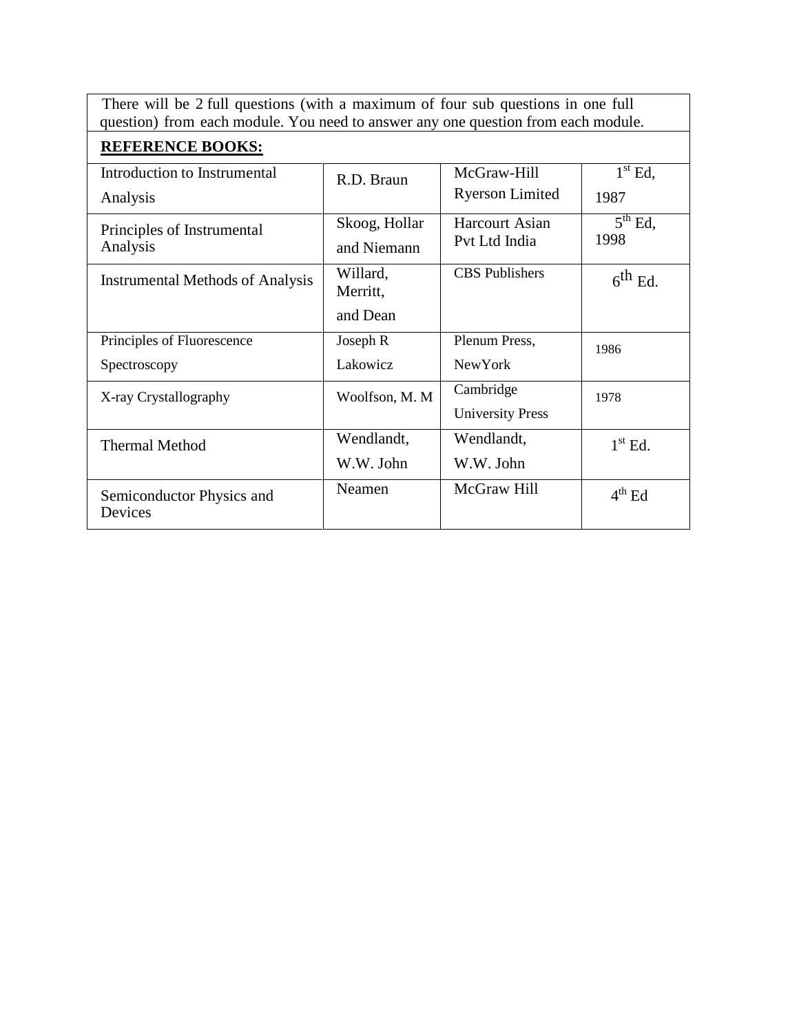There will be 2 full questions (with a maximum of four sub questions in one full question) from each module. You need to answer any one question from each module.

**REFERENCE BOOKS:**

| Title | Author | Publisher | Edition/Year |
|---|---|---|---|
| Introduction to Instrumental Analysis | R.D. Braun | McGraw-Hill Ryerson Limited | 1st Ed, 1987 |
| Principles of Instrumental Analysis | Skoog, Hollar and Niemann | Harcourt Asian Pvt Ltd India | 5th Ed, 1998 |
| Instrumental Methods of Analysis | Willard, Merritt, and Dean | CBS Publishers | 6th Ed. |
| Principles of Fluorescence Spectroscopy | Joseph R Lakowicz | Plenum Press, NewYork | 1986 |
| X-ray Crystallography | Woolfson, M. M | Cambridge University Press | 1978 |
| Thermal Method | Wendlandt, W.W. John | Wendlandt, W.W. John | 1st Ed. |
| Semiconductor Physics and Devices | Neamen | McGraw Hill | 4th Ed |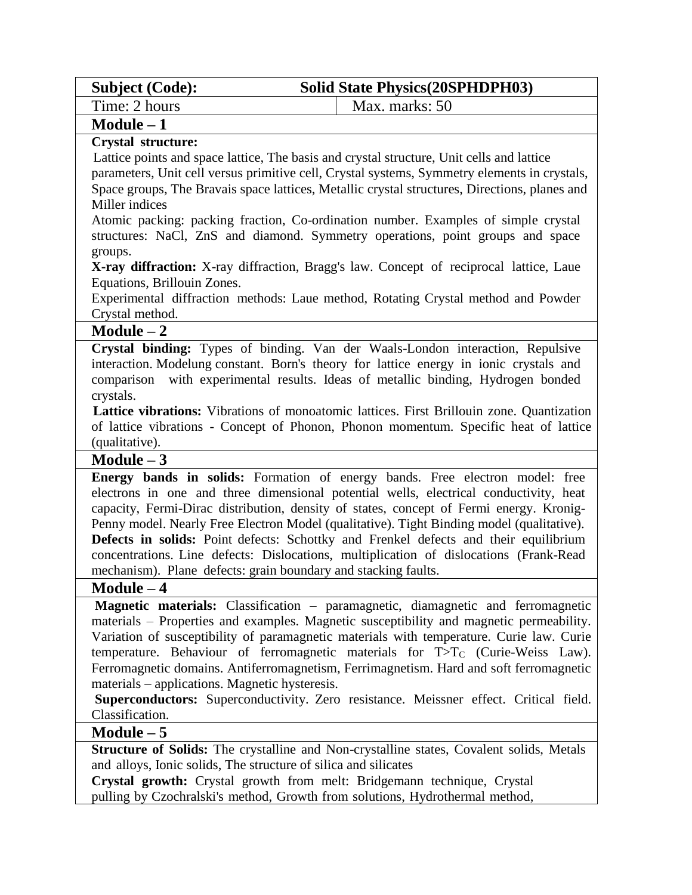| **Subject (Code):** | **Solid State Physics(20SPHDPH03)** |
| --- | --- |
| Time: 2 hours | Max. marks: 50 |

## Module – 1

**Crystal structure:**

Lattice points and space lattice, The basis and crystal structure, Unit cells and lattice parameters, Unit cell versus primitive cell, Crystal systems, Symmetry elements in crystals, Space groups, The Bravais space lattices, Metallic crystal structures, Directions, planes and Miller indices

Atomic packing: packing fraction, Co-ordination number. Examples of simple crystal structures: NaCl, ZnS and diamond. Symmetry operations, point groups and space groups.

**X-ray diffraction:** X-ray diffraction, Bragg's law. Concept of reciprocal lattice, Laue Equations, Brillouin Zones.

Experimental diffraction methods: Laue method, Rotating Crystal method and Powder Crystal method.

## Module – 2

**Crystal binding:** Types of binding. Van der Waals-London interaction, Repulsive interaction. Modelung constant. Born's theory for lattice energy in ionic crystals and comparison with experimental results. Ideas of metallic binding, Hydrogen bonded crystals.

**Lattice vibrations:** Vibrations of monoatomic lattices. First Brillouin zone. Quantization of lattice vibrations - Concept of Phonon, Phonon momentum. Specific heat of lattice (qualitative).

## Module – 3

**Energy bands in solids:** Formation of energy bands. Free electron model: free electrons in one and three dimensional potential wells, electrical conductivity, heat capacity, Fermi-Dirac distribution, density of states, concept of Fermi energy. Kronig-Penny model. Nearly Free Electron Model (qualitative). Tight Binding model (qualitative).

**Defects in solids:** Point defects: Schottky and Frenkel defects and their equilibrium concentrations. Line defects: Dislocations, multiplication of dislocations (Frank-Read mechanism). Plane defects: grain boundary and stacking faults.

## Module – 4

**Magnetic materials:** Classification – paramagnetic, diamagnetic and ferromagnetic materials – Properties and examples. Magnetic susceptibility and magnetic permeability. Variation of susceptibility of paramagnetic materials with temperature. Curie law. Curie temperature. Behaviour of ferromagnetic materials for $T>T_C$ (Curie-Weiss Law). Ferromagnetic domains. Antiferromagnetism, Ferrimagnetism. Hard and soft ferromagnetic materials – applications. Magnetic hysteresis.

**Superconductors:** Superconductivity. Zero resistance. Meissner effect. Critical field. Classification.

## Module – 5

**Structure of Solids:** The crystalline and Non-crystalline states, Covalent solids, Metals and alloys, Ionic solids, The structure of silica and silicates

**Crystal growth:** Crystal growth from melt: Bridgemann technique, Crystal pulling by Czochralski's method, Growth from solutions, Hydrothermal method,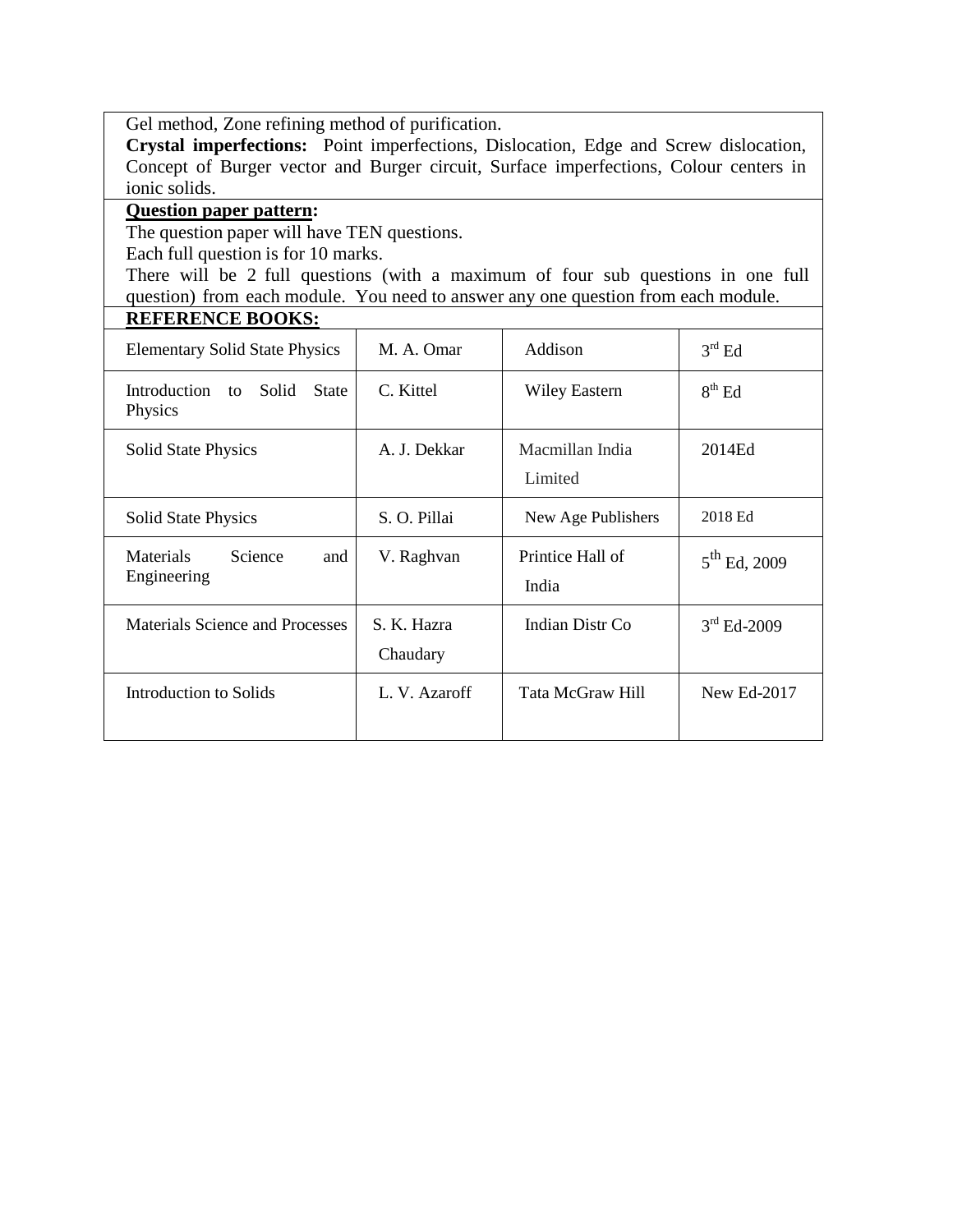Gel method, Zone refining method of purification.

**Crystal imperfections:** Point imperfections, Dislocation, Edge and Screw dislocation, Concept of Burger vector and Burger circuit, Surface imperfections, Colour centers in ionic solids.

**Question paper pattern:**

The question paper will have TEN questions.

Each full question is for 10 marks.

There will be 2 full questions (with a maximum of four sub questions in one full question) from each module. You need to answer any one question from each module.

**REFERENCE BOOKS:**

| | | | |
|---|---|---|---|
| Elementary Solid State Physics | M. A. Omar | Addison | 3rd Ed |
| Introduction to Solid State Physics | C. Kittel | Wiley Eastern | 8th Ed |
| Solid State Physics | A. J. Dekkar | Macmillan India Limited | 2014Ed |
| Solid State Physics | S. O. Pillai | New Age Publishers | 2018 Ed |
| Materials Science and Engineering | V. Raghvan | Printice Hall of India | 5th Ed, 2009 |
| Materials Science and Processes | S. K. Hazra Chaudary | Indian Distr Co | 3rd Ed-2009 |
| Introduction to Solids | L. V. Azaroff | Tata McGraw Hill | New Ed-2017 |